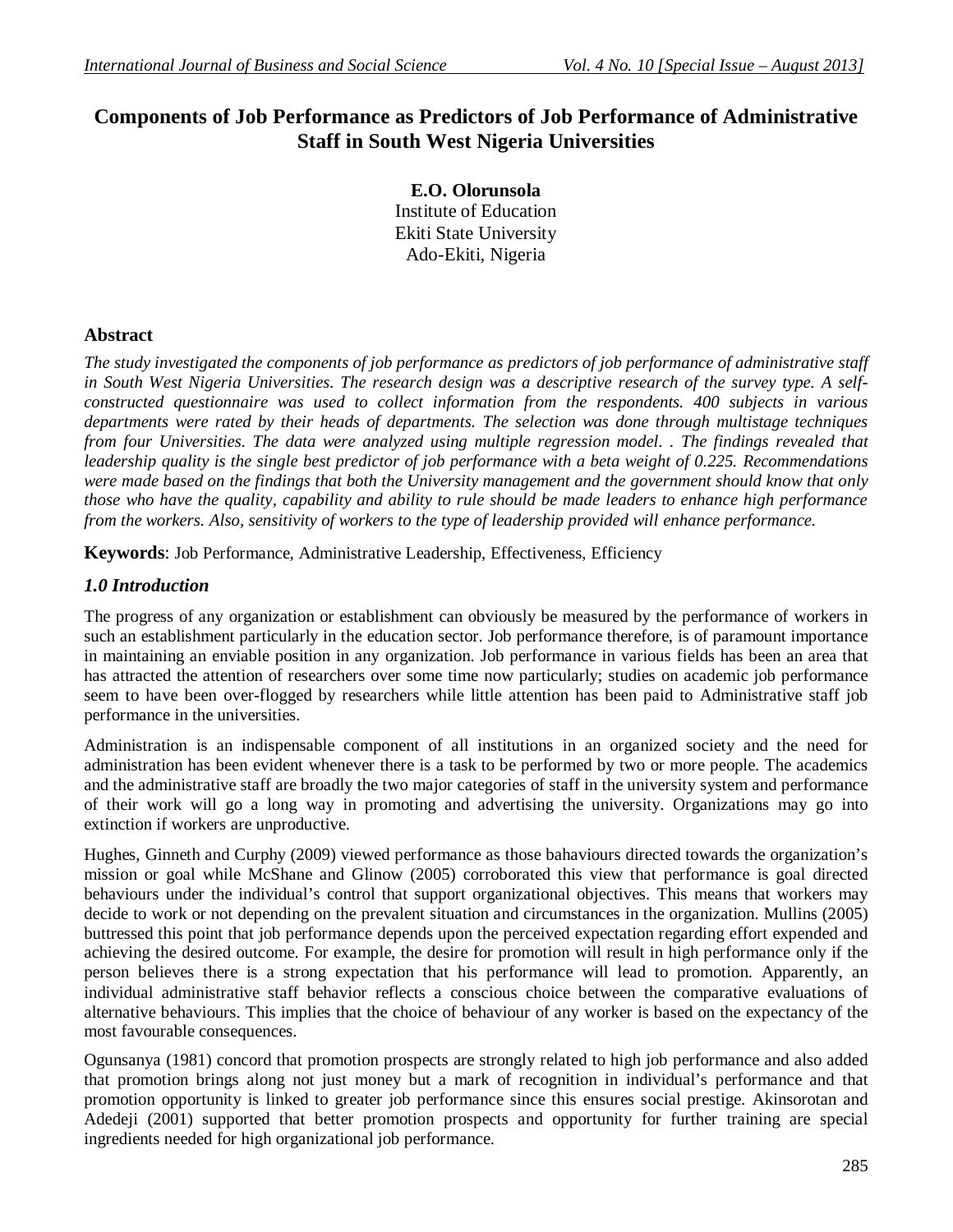# Components of Job Performance as Predictors of Job Performance of Administrative Staff in South West Nigeria Universities

**E.O. Olorunsola**
Institute of Education
Ekiti State University
Ado-Ekiti, Nigeria

## Abstract

*The study investigated the components of job performance as predictors of job performance of administrative staff in South West Nigeria Universities. The research design was a descriptive research of the survey type. A self-constructed questionnaire was used to collect information from the respondents. 400 subjects in various departments were rated by their heads of departments. The selection was done through multistage techniques from four Universities. The data were analyzed using multiple regression model. . The findings revealed that leadership quality is the single best predictor of job performance with a beta weight of 0.225. Recommendations were made based on the findings that both the University management and the government should know that only those who have the quality, capability and ability to rule should be made leaders to enhance high performance from the workers. Also, sensitivity of workers to the type of leadership provided will enhance performance.*

**Keywords**: Job Performance, Administrative Leadership, Effectiveness, Efficiency

## *1.0 Introduction*

The progress of any organization or establishment can obviously be measured by the performance of workers in such an establishment particularly in the education sector. Job performance therefore, is of paramount importance in maintaining an enviable position in any organization. Job performance in various fields has been an area that has attracted the attention of researchers over some time now particularly; studies on academic job performance seem to have been over-flogged by researchers while little attention has been paid to Administrative staff job performance in the universities.

Administration is an indispensable component of all institutions in an organized society and the need for administration has been evident whenever there is a task to be performed by two or more people. The academics and the administrative staff are broadly the two major categories of staff in the university system and performance of their work will go a long way in promoting and advertising the university. Organizations may go into extinction if workers are unproductive.

Hughes, Ginneth and Curphy (2009) viewed performance as those bahaviours directed towards the organization's mission or goal while McShane and Glinow (2005) corroborated this view that performance is goal directed behaviours under the individual's control that support organizational objectives. This means that workers may decide to work or not depending on the prevalent situation and circumstances in the organization. Mullins (2005) buttressed this point that job performance depends upon the perceived expectation regarding effort expended and achieving the desired outcome. For example, the desire for promotion will result in high performance only if the person believes there is a strong expectation that his performance will lead to promotion. Apparently, an individual administrative staff behavior reflects a conscious choice between the comparative evaluations of alternative behaviours. This implies that the choice of behaviour of any worker is based on the expectancy of the most favourable consequences.

Ogunsanya (1981) concord that promotion prospects are strongly related to high job performance and also added that promotion brings along not just money but a mark of recognition in individual's performance and that promotion opportunity is linked to greater job performance since this ensures social prestige. Akinsorotan and Adedeji (2001) supported that better promotion prospects and opportunity for further training are special ingredients needed for high organizational job performance.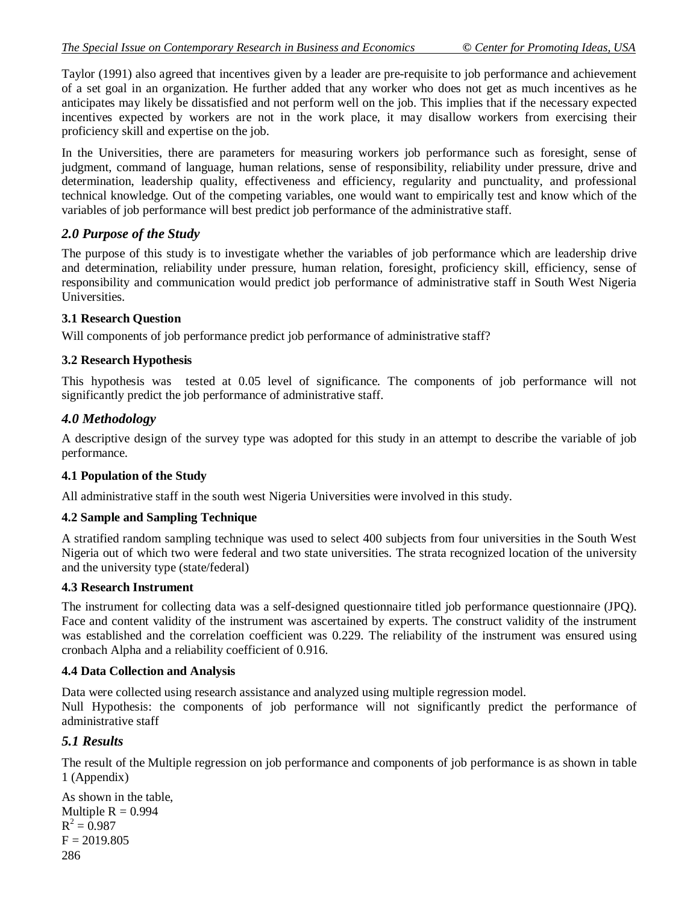Taylor (1991) also agreed that incentives given by a leader are pre-requisite to job performance and achievement of a set goal in an organization. He further added that any worker who does not get as much incentives as he anticipates may likely be dissatisfied and not perform well on the job. This implies that if the necessary expected incentives expected by workers are not in the work place, it may disallow workers from exercising their proficiency skill and expertise on the job.

In the Universities, there are parameters for measuring workers job performance such as foresight, sense of judgment, command of language, human relations, sense of responsibility, reliability under pressure, drive and determination, leadership quality, effectiveness and efficiency, regularity and punctuality, and professional technical knowledge. Out of the competing variables, one would want to empirically test and know which of the variables of job performance will best predict job performance of the administrative staff.

## *2.0 Purpose of the Study*

The purpose of this study is to investigate whether the variables of job performance which are leadership drive and determination, reliability under pressure, human relation, foresight, proficiency skill, efficiency, sense of responsibility and communication would predict job performance of administrative staff in South West Nigeria Universities.

### 3.1 Research Question

Will components of job performance predict job performance of administrative staff?

### 3.2 Research Hypothesis

This hypothesis was tested at 0.05 level of significance. The components of job performance will not significantly predict the job performance of administrative staff.

## *4.0 Methodology*

A descriptive design of the survey type was adopted for this study in an attempt to describe the variable of job performance.

### 4.1 Population of the Study

All administrative staff in the south west Nigeria Universities were involved in this study.

### 4.2 Sample and Sampling Technique

A stratified random sampling technique was used to select 400 subjects from four universities in the South West Nigeria out of which two were federal and two state universities. The strata recognized location of the university and the university type (state/federal)

### 4.3 Research Instrument

The instrument for collecting data was a self-designed questionnaire titled job performance questionnaire (JPQ). Face and content validity of the instrument was ascertained by experts. The construct validity of the instrument was established and the correlation coefficient was 0.229. The reliability of the instrument was ensured using cronbach Alpha and a reliability coefficient of 0.916.

### 4.4 Data Collection and Analysis

Data were collected using research assistance and analyzed using multiple regression model.

Null Hypothesis: the components of job performance will not significantly predict the performance of administrative staff

## *5.1 Results*

The result of the Multiple regression on job performance and components of job performance is as shown in table 1 (Appendix)

As shown in the table,
Multiple R = 0.994
$R^2$ = 0.987
F = 2019.805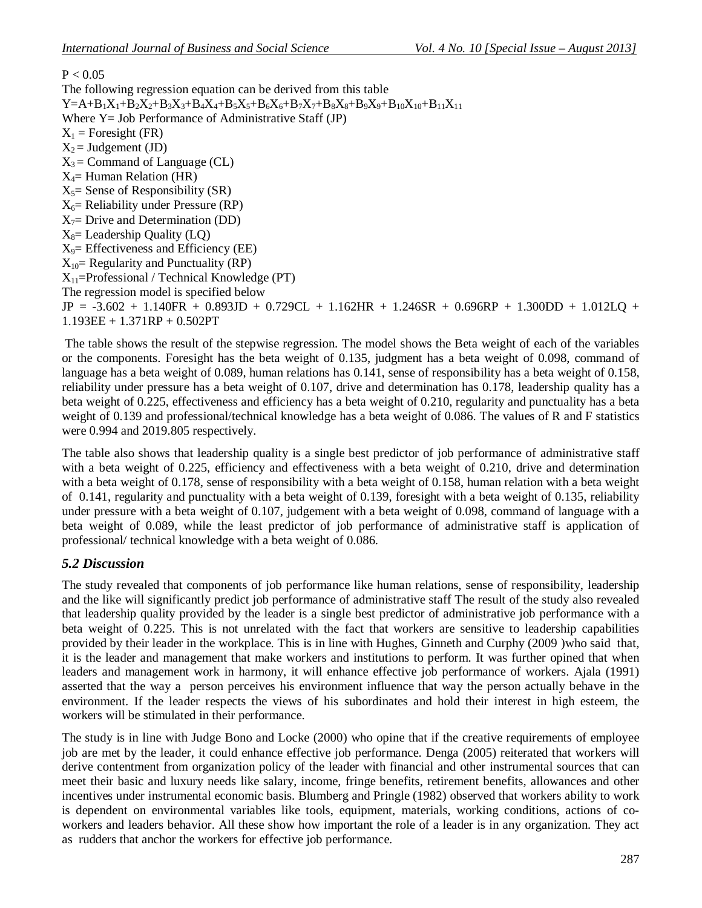$P < 0.05$

The following regression equation can be derived from this table

$$Y=A+B_1X_1+B_2X_2+B_3X_3+B_4X_4+B_5X_5+B_6X_6+B_7X_7+B_8X_8+B_9X_9+B_{10}X_{10}+B_{11}X_{11}$$

Where Y= Job Performance of Administrative Staff (JP)

$X_1$ = Foresight (FR)

$X_2$ = Judgement (JD)

$X_3$ = Command of Language (CL)

$X_4$= Human Relation (HR)

$X_5$= Sense of Responsibility (SR)

$X_6$= Reliability under Pressure (RP)

$X_7$= Drive and Determination (DD)

$X_8$= Leadership Quality (LQ)

$X_9$= Effectiveness and Efficiency (EE)

$X_{10}$= Regularity and Punctuality (RP)

$X_{11}$=Professional / Technical Knowledge (PT)

The regression model is specified below

$$JP = -3.602 + 1.140FR + 0.893JD + 0.729CL + 1.162HR + 1.246SR + 0.696RP + 1.300DD + 1.012LQ + 1.193EE + 1.371RP + 0.502PT$$

The table shows the result of the stepwise regression. The model shows the Beta weight of each of the variables or the components. Foresight has the beta weight of 0.135, judgment has a beta weight of 0.098, command of language has a beta weight of 0.089, human relations has 0.141, sense of responsibility has a beta weight of 0.158, reliability under pressure has a beta weight of 0.107, drive and determination has 0.178, leadership quality has a beta weight of 0.225, effectiveness and efficiency has a beta weight of 0.210, regularity and punctuality has a beta weight of 0.139 and professional/technical knowledge has a beta weight of 0.086. The values of R and F statistics were 0.994 and 2019.805 respectively.

The table also shows that leadership quality is a single best predictor of job performance of administrative staff with a beta weight of 0.225, efficiency and effectiveness with a beta weight of 0.210, drive and determination with a beta weight of 0.178, sense of responsibility with a beta weight of 0.158, human relation with a beta weight of 0.141, regularity and punctuality with a beta weight of 0.139, foresight with a beta weight of 0.135, reliability under pressure with a beta weight of 0.107, judgement with a beta weight of 0.098, command of language with a beta weight of 0.089, while the least predictor of job performance of administrative staff is application of professional/ technical knowledge with a beta weight of 0.086.

### *5.2 Discussion*

The study revealed that components of job performance like human relations, sense of responsibility, leadership and the like will significantly predict job performance of administrative staff The result of the study also revealed that leadership quality provided by the leader is a single best predictor of administrative job performance with a beta weight of 0.225. This is not unrelated with the fact that workers are sensitive to leadership capabilities provided by their leader in the workplace. This is in line with Hughes, Ginneth and Curphy (2009 )who said that, it is the leader and management that make workers and institutions to perform. It was further opined that when leaders and management work in harmony, it will enhance effective job performance of workers. Ajala (1991) asserted that the way a person perceives his environment influence that way the person actually behave in the environment. If the leader respects the views of his subordinates and hold their interest in high esteem, the workers will be stimulated in their performance.

The study is in line with Judge Bono and Locke (2000) who opine that if the creative requirements of employee job are met by the leader, it could enhance effective job performance. Denga (2005) reiterated that workers will derive contentment from organization policy of the leader with financial and other instrumental sources that can meet their basic and luxury needs like salary, income, fringe benefits, retirement benefits, allowances and other incentives under instrumental economic basis. Blumberg and Pringle (1982) observed that workers ability to work is dependent on environmental variables like tools, equipment, materials, working conditions, actions of co-workers and leaders behavior. All these show how important the role of a leader is in any organization. They act as rudders that anchor the workers for effective job performance.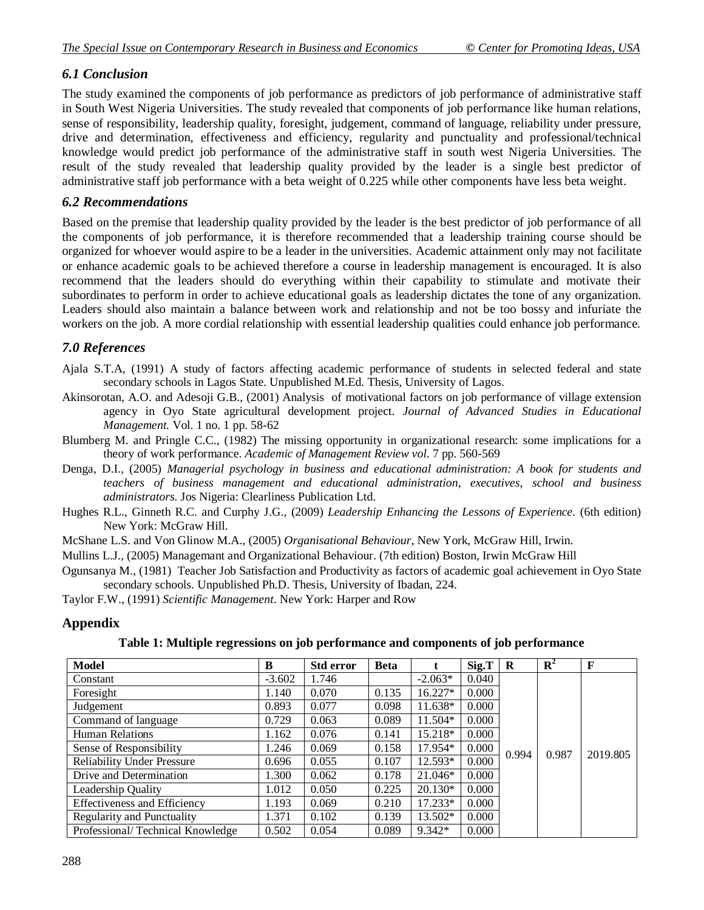### *6.1 Conclusion*

The study examined the components of job performance as predictors of job performance of administrative staff in South West Nigeria Universities. The study revealed that components of job performance like human relations, sense of responsibility, leadership quality, foresight, judgement, command of language, reliability under pressure, drive and determination, effectiveness and efficiency, regularity and punctuality and professional/technical knowledge would predict job performance of the administrative staff in south west Nigeria Universities. The result of the study revealed that leadership quality provided by the leader is a single best predictor of administrative staff job performance with a beta weight of 0.225 while other components have less beta weight.

### *6.2 Recommendations*

Based on the premise that leadership quality provided by the leader is the best predictor of job performance of all the components of job performance, it is therefore recommended that a leadership training course should be organized for whoever would aspire to be a leader in the universities. Academic attainment only may not facilitate or enhance academic goals to be achieved therefore a course in leadership management is encouraged. It is also recommend that the leaders should do everything within their capability to stimulate and motivate their subordinates to perform in order to achieve educational goals as leadership dictates the tone of any organization. Leaders should also maintain a balance between work and relationship and not be too bossy and infuriate the workers on the job. A more cordial relationship with essential leadership qualities could enhance job performance.

### *7.0 References*

Ajala S.T.A, (1991) A study of factors affecting academic performance of students in selected federal and state secondary schools in Lagos State. Unpublished M.Ed. Thesis, University of Lagos.

Akinsorotan, A.O. and Adesoji G.B., (2001) Analysis of motivational factors on job performance of village extension agency in Oyo State agricultural development project. *Journal of Advanced Studies in Educational Management.* Vol. 1 no. 1 pp. 58-62

Blumberg M. and Pringle C.C., (1982) The missing opportunity in organizational research: some implications for a theory of work performance. *Academic of Management Review vol.* 7 pp. 560-569

Denga, D.I., (2005) *Managerial psychology in business and educational administration: A book for students and teachers of business management and educational administration, executives, school and business administrators.* Jos Nigeria: Clearliness Publication Ltd.

Hughes R.L., Ginneth R.C. and Curphy J.G., (2009) *Leadership Enhancing the Lessons of Experience.* (6th edition) New York: McGraw Hill.

McShane L.S. and Von Glinow M.A., (2005) *Organisational Behaviour,* New York, McGraw Hill, Irwin.

Mullins L.J., (2005) Managemant and Organizational Behaviour. (7th edition) Boston, Irwin McGraw Hill

Ogunsanya M., (1981) Teacher Job Satisfaction and Productivity as factors of academic goal achievement in Oyo State secondary schools. Unpublished Ph.D. Thesis, University of Ibadan, 224.

Taylor F.W., (1991) *Scientific Management.* New York: Harper and Row

## Appendix

**Table 1: Multiple regressions on job performance and components of job performance**

| Model | B | Std error | Beta | t | Sig.T | R | $R^2$ | F |
|---|---|---|---|---|---|---|---|---|
| Constant | -3.602 | 1.746 | | -2.063* | 0.040 | | | |
| Foresight | 1.140 | 0.070 | 0.135 | 16.227* | 0.000 | | | |
| Judgement | 0.893 | 0.077 | 0.098 | 11.638* | 0.000 | | | |
| Command of language | 0.729 | 0.063 | 0.089 | 11.504* | 0.000 | | | |
| Human Relations | 1.162 | 0.076 | 0.141 | 15.218* | 0.000 | | | |
| Sense of Responsibility | 1.246 | 0.069 | 0.158 | 17.954* | 0.000 | 0.994 | 0.987 | 2019.805 |
| Reliability Under Pressure | 0.696 | 0.055 | 0.107 | 12.593* | 0.000 | | | |
| Drive and Determination | 1.300 | 0.062 | 0.178 | 21.046* | 0.000 | | | |
| Leadership Quality | 1.012 | 0.050 | 0.225 | 20.130* | 0.000 | | | |
| Effectiveness and Efficiency | 1.193 | 0.069 | 0.210 | 17.233* | 0.000 | | | |
| Regularity and Punctuality | 1.371 | 0.102 | 0.139 | 13.502* | 0.000 | | | |
| Professional/ Technical Knowledge | 0.502 | 0.054 | 0.089 | 9.342* | 0.000 | | | |